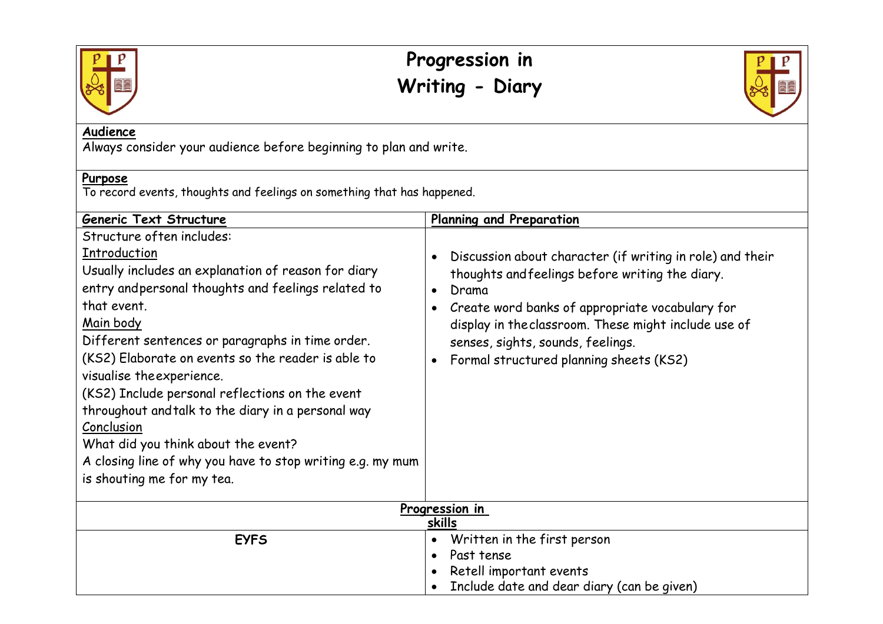# Progression in Writing - Diary

**Audience**

Always consider your audience before beginning to plan and write.

**Purpose**

To record events, thoughts and feelings on something that has happened.

| **Generic Text Structure** | **Planning and Preparation** |
|---|---|
| Structure often includes:<br>Introduction<br>Usually includes an explanation of reason for diary entry and personal thoughts and feelings related to that event.<br>Main body<br>Different sentences or paragraphs in time order.<br>(KS2) Elaborate on events so the reader is able to visualise the experience.<br>(KS2) Include personal reflections on the event throughout and talk to the diary in a personal way<br>Conclusion<br>What did you think about the event?<br>A closing line of why you have to stop writing e.g. my mum is shouting me for my tea. | • Discussion about character (if writing in role) and their thoughts and feelings before writing the diary.<br>• Drama<br>• Create word banks of appropriate vocabulary for display in the classroom. These might include use of senses, sights, sounds, feelings.<br>• Formal structured planning sheets (KS2) |

**Progression in skills**

| | |
|---|---|
| **EYFS** | • Written in the first person<br>• Past tense<br>• Retell important events<br>• Include date and dear diary (can be given) |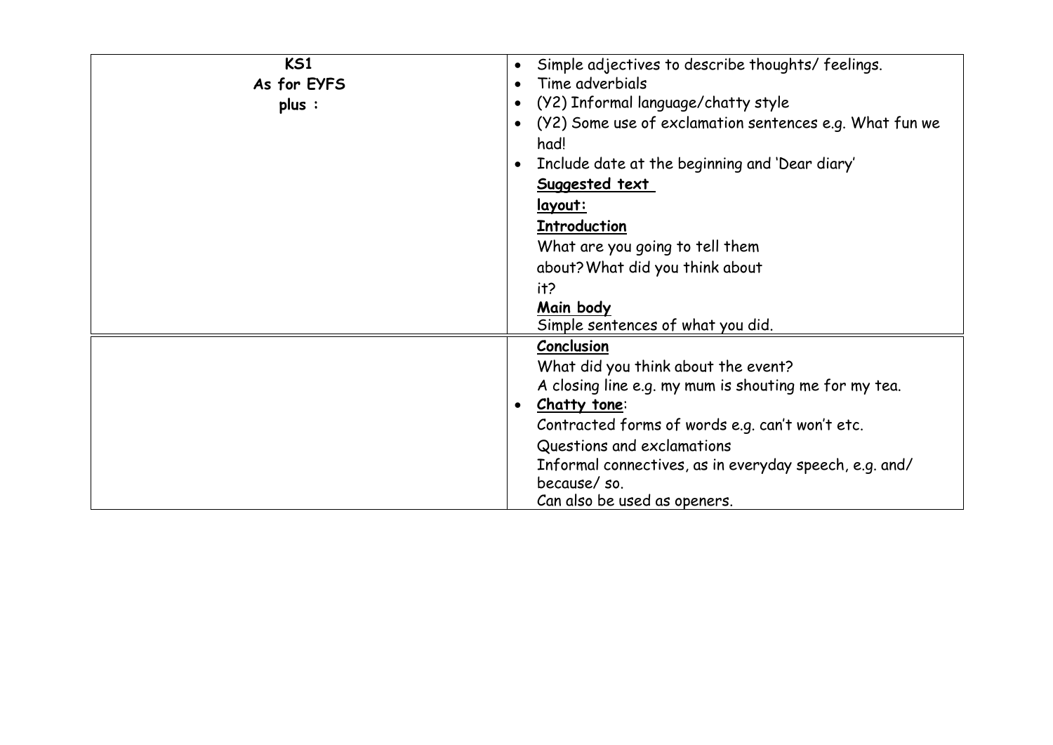| | |
|---|---|
| **KS1**<br>**As for EYFS**<br>**plus :** | • Simple adjectives to describe thoughts/ feelings.<br>• Time adverbials<br>• (Y2) Informal language/chatty style<br>• (Y2) Some use of exclamation sentences e.g. What fun we had!<br>• Include date at the beginning and 'Dear diary'<br>**<u>Suggested text layout:</u>**<br>**<u>Introduction</u>**<br>What are you going to tell them about? What did you think about it?<br>**<u>Main body</u>**<br>Simple sentences of what you did. |
| | **<u>Conclusion</u>**<br>What did you think about the event?<br>A closing line e.g. my mum is shouting me for my tea.<br>• **<u>Chatty tone</u>**:<br>Contracted forms of words e.g. can't won't etc.<br>Questions and exclamations<br>Informal connectives, as in everyday speech, e.g. and/ because/ so.<br>Can also be used as openers. |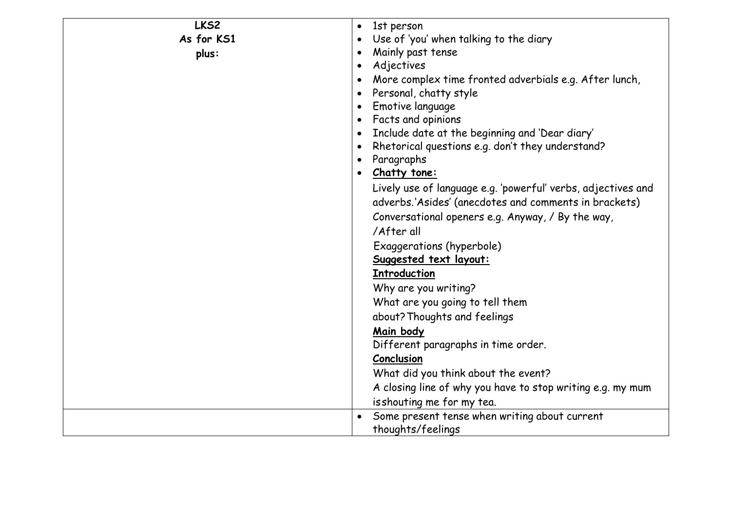| LKS2<br>As for KS1<br>plus: | • 1st person<br>• Use of 'you' when talking to the diary<br>• Mainly past tense<br>• Adjectives<br>• More complex time fronted adverbials e.g. After lunch,<br>• Personal, chatty style<br>• Emotive language<br>• Facts and opinions<br>• Include date at the beginning and 'Dear diary'<br>• Rhetorical questions e.g. don't they understand?<br>• Paragraphs<br>• **<u>Chatty tone:</u>**<br>Lively use of language e.g. 'powerful' verbs, adjectives and adverbs.'Asides' (anecdotes and comments in brackets)<br>Conversational openers e.g. Anyway, / By the way, /After all<br>Exaggerations (hyperbole)<br>**<u>Suggested text layout:</u>**<br>**<u>Introduction</u>**<br>Why are you writing?<br>What are you going to tell them about?Thoughts and feelings<br>**<u>Main body</u>**<br>Different paragraphs in time order.<br>**<u>Conclusion</u>**<br>What did you think about the event?<br>A closing line of why you have to stop writing e.g. my mum isshouting me for my tea. |
|---|---|
| | • Some present tense when writing about current thoughts/feelings |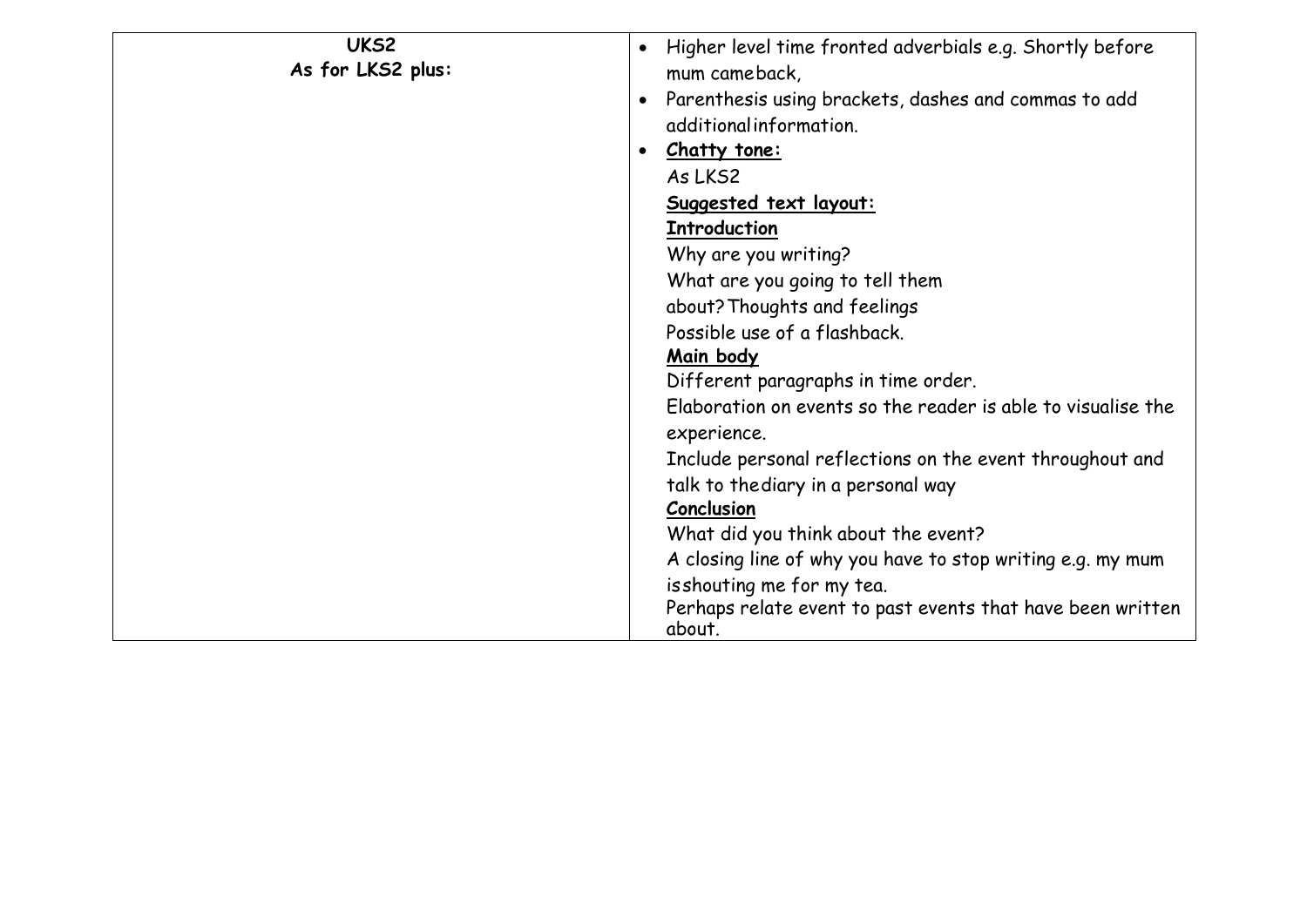| | |
|---|---|
| **UKS2**<br>**As for LKS2 plus:** | • Higher level time fronted adverbials e.g. Shortly before mum cameback,<br>• Parenthesis using brackets, dashes and commas to add additionalinformation.<br>• **Chatty tone:**<br>As LKS2<br>**Suggested text layout:**<br>**Introduction**<br>Why are you writing?<br>What are you going to tell them about?Thoughts and feelings<br>Possible use of a flashback.<br>**Main body**<br>Different paragraphs in time order.<br>Elaboration on events so the reader is able to visualise the experience.<br>Include personal reflections on the event throughout and talk to thediary in a personal way<br>**Conclusion**<br>What did you think about the event?<br>A closing line of why you have to stop writing e.g. my mum isshouting me for my tea.<br>Perhaps relate event to past events that have been written about. |